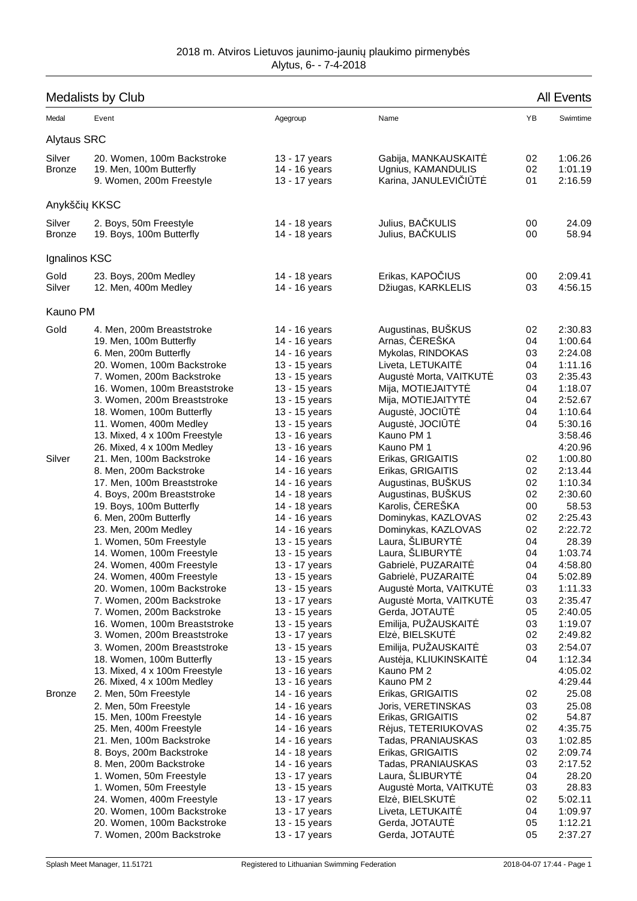2018 m. Atviros Lietuvos jaunimo-jaunių plaukimo pirmenybės
Alytus, 6- - 7-4-2018

## Medalists by Club — All Events

| Medal | Event | Agegroup | Name | YB | Swimtime |
|---|---|---|---|---|---|
| **Alytaus SRC** | | | | | |
| Silver | 20. Women, 100m Backstroke | 13 - 17 years | Gabija, MANKAUSKAITĖ | 02 | 1:06.26 |
| Bronze | 19. Men, 100m Butterfly | 14 - 16 years | Ugnius, KAMANDULIS | 02 | 1:01.19 |
| | 9. Women, 200m Freestyle | 13 - 17 years | Karina, JANULEVIČIŪTĖ | 01 | 2:16.59 |
| **Anykščių KKSC** | | | | | |
| Silver | 2. Boys, 50m Freestyle | 14 - 18 years | Julius, BAČKULIS | 00 | 24.09 |
| Bronze | 19. Boys, 100m Butterfly | 14 - 18 years | Julius, BAČKULIS | 00 | 58.94 |
| **Ignalinos KSC** | | | | | |
| Gold | 23. Boys, 200m Medley | 14 - 18 years | Erikas, KAPOČIUS | 00 | 2:09.41 |
| Silver | 12. Men, 400m Medley | 14 - 16 years | Džiugas, KARKLELIS | 03 | 4:56.15 |
| **Kauno PM** | | | | | |
| Gold | 4. Men, 200m Breaststroke | 14 - 16 years | Augustinas, BUŠKUS | 02 | 2:30.83 |
| | 19. Men, 100m Butterfly | 14 - 16 years | Arnas, ČEREŠKA | 04 | 1:00.64 |
| | 6. Men, 200m Butterfly | 14 - 16 years | Mykolas, RINDOKAS | 03 | 2:24.08 |
| | 20. Women, 100m Backstroke | 13 - 15 years | Liveta, LETUKAITĖ | 04 | 1:11.16 |
| | 7. Women, 200m Backstroke | 13 - 15 years | Augustė Morta, VAITKUTĖ | 03 | 2:35.43 |
| | 16. Women, 100m Breaststroke | 13 - 15 years | Mija, MOTIEJAITYTĖ | 04 | 1:18.07 |
| | 3. Women, 200m Breaststroke | 13 - 15 years | Mija, MOTIEJAITYTĖ | 04 | 2:52.67 |
| | 18. Women, 100m Butterfly | 13 - 15 years | Augustė, JOCIŪTĖ | 04 | 1:10.64 |
| | 11. Women, 400m Medley | 13 - 15 years | Augustė, JOCIŪTĖ | 04 | 5:30.16 |
| | 13. Mixed, 4 x 100m Freestyle | 13 - 16 years | Kauno PM 1 | | 3:58.46 |
| | 26. Mixed, 4 x 100m Medley | 13 - 16 years | Kauno PM 1 | | 4:20.96 |
| Silver | 21. Men, 100m Backstroke | 14 - 16 years | Erikas, GRIGAITIS | 02 | 1:00.80 |
| | 8. Men, 200m Backstroke | 14 - 16 years | Erikas, GRIGAITIS | 02 | 2:13.44 |
| | 17. Men, 100m Breaststroke | 14 - 16 years | Augustinas, BUŠKUS | 02 | 1:10.34 |
| | 4. Boys, 200m Breaststroke | 14 - 18 years | Augustinas, BUŠKUS | 02 | 2:30.60 |
| | 19. Boys, 100m Butterfly | 14 - 18 years | Karolis, ČEREŠKA | 00 | 58.53 |
| | 6. Men, 200m Butterfly | 14 - 16 years | Dominykas, KAZLOVAS | 02 | 2:25.43 |
| | 23. Men, 200m Medley | 14 - 16 years | Dominykas, KAZLOVAS | 02 | 2:22.72 |
| | 1. Women, 50m Freestyle | 13 - 15 years | Laura, ŠLIBURYTĖ | 04 | 28.39 |
| | 14. Women, 100m Freestyle | 13 - 15 years | Laura, ŠLIBURYTĖ | 04 | 1:03.74 |
| | 24. Women, 400m Freestyle | 13 - 17 years | Gabrielė, PUZARAITĖ | 04 | 4:58.80 |
| | 24. Women, 400m Freestyle | 13 - 15 years | Gabrielė, PUZARAITĖ | 04 | 5:02.89 |
| | 20. Women, 100m Backstroke | 13 - 15 years | Augustė Morta, VAITKUTĖ | 03 | 1:11.33 |
| | 7. Women, 200m Backstroke | 13 - 17 years | Augustė Morta, VAITKUTĖ | 03 | 2:35.47 |
| | 7. Women, 200m Backstroke | 13 - 15 years | Gerda, JOTAUTĖ | 05 | 2:40.05 |
| | 16. Women, 100m Breaststroke | 13 - 15 years | Emilija, PUŽAUSKAITĖ | 03 | 1:19.07 |
| | 3. Women, 200m Breaststroke | 13 - 17 years | Elzė, BIELSKUTĖ | 02 | 2:49.82 |
| | 3. Women, 200m Breaststroke | 13 - 15 years | Emilija, PUŽAUSKAITĖ | 03 | 2:54.07 |
| | 18. Women, 100m Butterfly | 13 - 15 years | Austėja, KLIUKINSKAITĖ | 04 | 1:12.34 |
| | 13. Mixed, 4 x 100m Freestyle | 13 - 16 years | Kauno PM 2 | | 4:05.02 |
| | 26. Mixed, 4 x 100m Medley | 13 - 16 years | Kauno PM 2 | | 4:29.44 |
| Bronze | 2. Men, 50m Freestyle | 14 - 16 years | Erikas, GRIGAITIS | 02 | 25.08 |
| | 2. Men, 50m Freestyle | 14 - 16 years | Joris, VERETINSKAS | 03 | 25.08 |
| | 15. Men, 100m Freestyle | 14 - 16 years | Erikas, GRIGAITIS | 02 | 54.87 |
| | 25. Men, 400m Freestyle | 14 - 16 years | Rėjus, TETERIUKOVAS | 02 | 4:35.75 |
| | 21. Men, 100m Backstroke | 14 - 16 years | Tadas, PRANIAUSKAS | 03 | 1:02.85 |
| | 8. Boys, 200m Backstroke | 14 - 18 years | Erikas, GRIGAITIS | 02 | 2:09.74 |
| | 8. Men, 200m Backstroke | 14 - 16 years | Tadas, PRANIAUSKAS | 03 | 2:17.52 |
| | 1. Women, 50m Freestyle | 13 - 17 years | Laura, ŠLIBURYTĖ | 04 | 28.20 |
| | 1. Women, 50m Freestyle | 13 - 15 years | Augustė Morta, VAITKUTĖ | 03 | 28.83 |
| | 24. Women, 400m Freestyle | 13 - 17 years | Elzė, BIELSKUTĖ | 02 | 5:02.11 |
| | 20. Women, 100m Backstroke | 13 - 17 years | Liveta, LETUKAITĖ | 04 | 1:09.97 |
| | 20. Women, 100m Backstroke | 13 - 15 years | Gerda, JOTAUTĖ | 05 | 1:12.21 |
| | 7. Women, 200m Backstroke | 13 - 17 years | Gerda, JOTAUTĖ | 05 | 2:37.27 |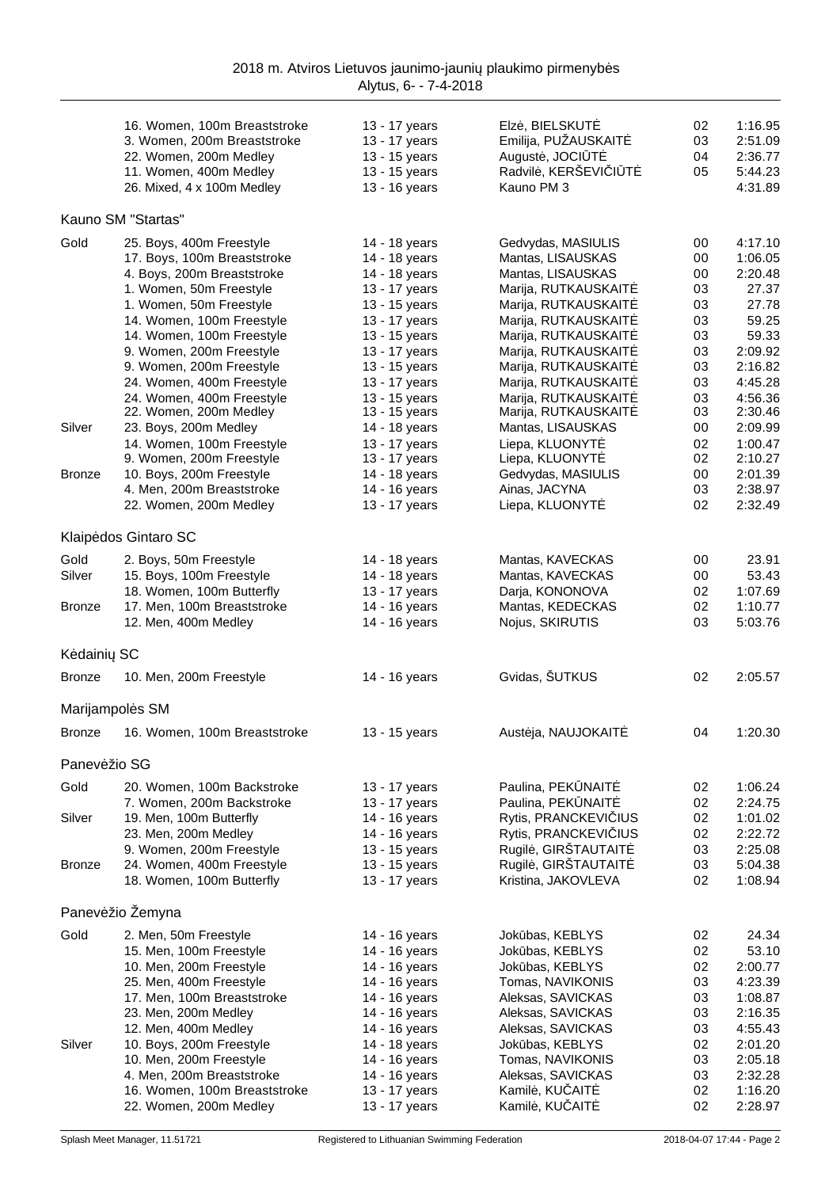| | Event | Age group | Name | YB | Time |
|---|---|---|---|---|---|
| | 16. Women, 100m Breaststroke | 13 - 17 years | Elzė, BIELSKUTĖ | 02 | 1:16.95 |
| | 3. Women, 200m Breaststroke | 13 - 17 years | Emilija, PUŽAUSKAITĖ | 03 | 2:51.09 |
| | 22. Women, 200m Medley | 13 - 15 years | Augustė, JOCIŪTĖ | 04 | 2:36.77 |
| | 11. Women, 400m Medley | 13 - 15 years | Radvilė, KERŠEVIČIŪTĖ | 05 | 5:44.23 |
| | 26. Mixed, 4 x 100m Medley | 13 - 16 years | Kauno PM 3 | | 4:31.89 |

## Kauno SM "Startas"

| | Event | Age group | Name | YB | Time |
|---|---|---|---|---|---|
| Gold | 25. Boys, 400m Freestyle | 14 - 18 years | Gedvydas, MASIULIS | 00 | 4:17.10 |
| | 17. Boys, 100m Breaststroke | 14 - 18 years | Mantas, LISAUSKAS | 00 | 1:06.05 |
| | 4. Boys, 200m Breaststroke | 14 - 18 years | Mantas, LISAUSKAS | 00 | 2:20.48 |
| | 1. Women, 50m Freestyle | 13 - 17 years | Marija, RUTKAUSKAITĖ | 03 | 27.37 |
| | 1. Women, 50m Freestyle | 13 - 15 years | Marija, RUTKAUSKAITĖ | 03 | 27.78 |
| | 14. Women, 100m Freestyle | 13 - 17 years | Marija, RUTKAUSKAITĖ | 03 | 59.25 |
| | 14. Women, 100m Freestyle | 13 - 15 years | Marija, RUTKAUSKAITĖ | 03 | 59.33 |
| | 9. Women, 200m Freestyle | 13 - 17 years | Marija, RUTKAUSKAITĖ | 03 | 2:09.92 |
| | 9. Women, 200m Freestyle | 13 - 15 years | Marija, RUTKAUSKAITĖ | 03 | 2:16.82 |
| | 24. Women, 400m Freestyle | 13 - 17 years | Marija, RUTKAUSKAITĖ | 03 | 4:45.28 |
| | 24. Women, 400m Freestyle | 13 - 15 years | Marija, RUTKAUSKAITĖ | 03 | 4:56.36 |
| | 22. Women, 200m Medley | 13 - 15 years | Marija, RUTKAUSKAITĖ | 03 | 2:30.46 |
| Silver | 23. Boys, 200m Medley | 14 - 18 years | Mantas, LISAUSKAS | 00 | 2:09.99 |
| | 14. Women, 100m Freestyle | 13 - 17 years | Liepa, KLUONYTĖ | 02 | 1:00.47 |
| | 9. Women, 200m Freestyle | 13 - 17 years | Liepa, KLUONYTĖ | 02 | 2:10.27 |
| Bronze | 10. Boys, 200m Freestyle | 14 - 18 years | Gedvydas, MASIULIS | 00 | 2:01.39 |
| | 4. Men, 200m Breaststroke | 14 - 16 years | Ainas, JACYNA | 03 | 2:38.97 |
| | 22. Women, 200m Medley | 13 - 17 years | Liepa, KLUONYTĖ | 02 | 2:32.49 |

## Klaipėdos Gintaro SC

| | Event | Age group | Name | YB | Time |
|---|---|---|---|---|---|
| Gold | 2. Boys, 50m Freestyle | 14 - 18 years | Mantas, KAVECKAS | 00 | 23.91 |
| Silver | 15. Boys, 100m Freestyle | 14 - 18 years | Mantas, KAVECKAS | 00 | 53.43 |
| | 18. Women, 100m Butterfly | 13 - 17 years | Darja, KONONOVA | 02 | 1:07.69 |
| Bronze | 17. Men, 100m Breaststroke | 14 - 16 years | Mantas, KEDECKAS | 02 | 1:10.77 |
| | 12. Men, 400m Medley | 14 - 16 years | Nojus, SKIRUTIS | 03 | 5:03.76 |

## Kėdainių SC

| | Event | Age group | Name | YB | Time |
|---|---|---|---|---|---|
| Bronze | 10. Men, 200m Freestyle | 14 - 16 years | Gvidas, ŠUTKUS | 02 | 2:05.57 |

## Marijampolės SM

| | Event | Age group | Name | YB | Time |
|---|---|---|---|---|---|
| Bronze | 16. Women, 100m Breaststroke | 13 - 15 years | Austėja, NAUJOKAITĖ | 04 | 1:20.30 |

## Panevėžio SG

| | Event | Age group | Name | YB | Time |
|---|---|---|---|---|---|
| Gold | 20. Women, 100m Backstroke | 13 - 17 years | Paulina, PEKŪNAITĖ | 02 | 1:06.24 |
| | 7. Women, 200m Backstroke | 13 - 17 years | Paulina, PEKŪNAITĖ | 02 | 2:24.75 |
| Silver | 19. Men, 100m Butterfly | 14 - 16 years | Rytis, PRANCKEVIČIUS | 02 | 1:01.02 |
| | 23. Men, 200m Medley | 14 - 16 years | Rytis, PRANCKEVIČIUS | 02 | 2:22.72 |
| | 9. Women, 200m Freestyle | 13 - 15 years | Rugilė, GIRŠTAUTAITĖ | 03 | 2:25.08 |
| Bronze | 24. Women, 400m Freestyle | 13 - 15 years | Rugilė, GIRŠTAUTAITĖ | 03 | 5:04.38 |
| | 18. Women, 100m Butterfly | 13 - 17 years | Kristina, JAKOVLEVA | 02 | 1:08.94 |

## Panevėžio Žemyna

| | Event | Age group | Name | YB | Time |
|---|---|---|---|---|---|
| Gold | 2. Men, 50m Freestyle | 14 - 16 years | Jokūbas, KEBLYS | 02 | 24.34 |
| | 15. Men, 100m Freestyle | 14 - 16 years | Jokūbas, KEBLYS | 02 | 53.10 |
| | 10. Men, 200m Freestyle | 14 - 16 years | Jokūbas, KEBLYS | 02 | 2:00.77 |
| | 25. Men, 400m Freestyle | 14 - 16 years | Tomas, NAVIKONIS | 03 | 4:23.39 |
| | 17. Men, 100m Breaststroke | 14 - 16 years | Aleksas, SAVICKAS | 03 | 1:08.87 |
| | 23. Men, 200m Medley | 14 - 16 years | Aleksas, SAVICKAS | 03 | 2:16.35 |
| | 12. Men, 400m Medley | 14 - 16 years | Aleksas, SAVICKAS | 03 | 4:55.43 |
| Silver | 10. Boys, 200m Freestyle | 14 - 18 years | Jokūbas, KEBLYS | 02 | 2:01.20 |
| | 10. Men, 200m Freestyle | 14 - 16 years | Tomas, NAVIKONIS | 03 | 2:05.18 |
| | 4. Men, 200m Breaststroke | 14 - 16 years | Aleksas, SAVICKAS | 03 | 2:32.28 |
| | 16. Women, 100m Breaststroke | 13 - 17 years | Kamilė, KUČAITĖ | 02 | 1:16.20 |
| | 22. Women, 200m Medley | 13 - 17 years | Kamilė, KUČAITĖ | 02 | 2:28.97 |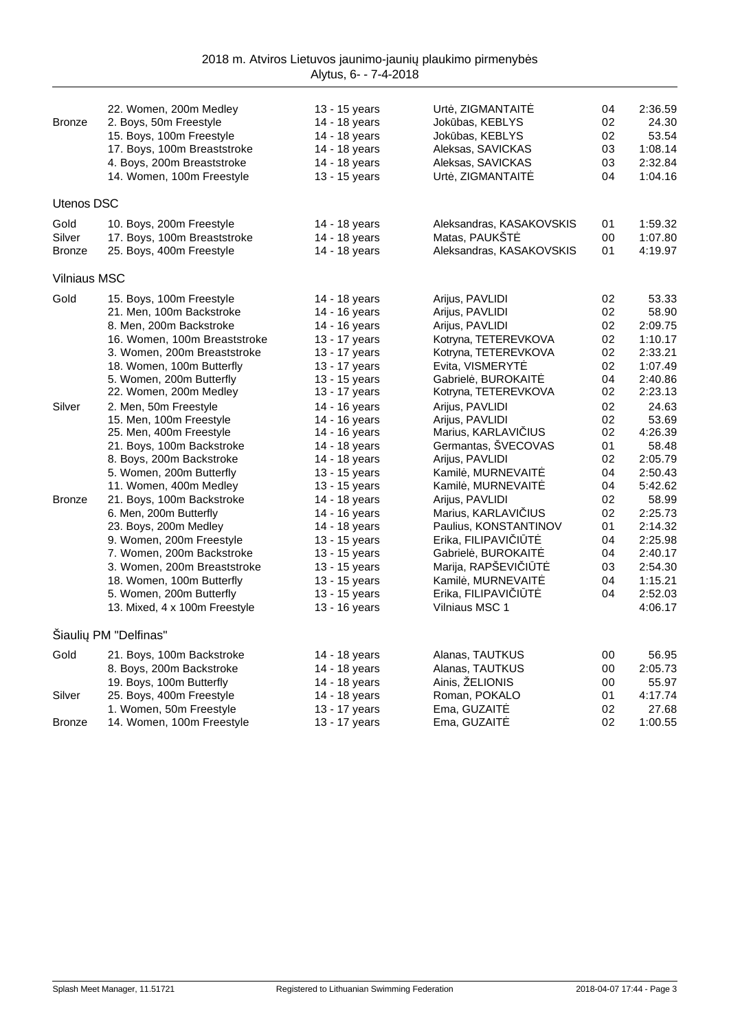| | | | | | |
|---|---|---|---|---|---|
| | 22. Women, 200m Medley | 13 - 15 years | Urtė, ZIGMANTAITĖ | 04 | 2:36.59 |
| Bronze | 2. Boys, 50m Freestyle | 14 - 18 years | Jokūbas, KEBLYS | 02 | 24.30 |
| | 15. Boys, 100m Freestyle | 14 - 18 years | Jokūbas, KEBLYS | 02 | 53.54 |
| | 17. Boys, 100m Breaststroke | 14 - 18 years | Aleksas, SAVICKAS | 03 | 1:08.14 |
| | 4. Boys, 200m Breaststroke | 14 - 18 years | Aleksas, SAVICKAS | 03 | 2:32.84 |
| | 14. Women, 100m Freestyle | 13 - 15 years | Urtė, ZIGMANTAITĖ | 04 | 1:04.16 |

## Utenos DSC

| | | | | | |
|---|---|---|---|---|---|
| Gold | 10. Boys, 200m Freestyle | 14 - 18 years | Aleksandras, KASAKOVSKIS | 01 | 1:59.32 |
| Silver | 17. Boys, 100m Breaststroke | 14 - 18 years | Matas, PAUKŠTĖ | 00 | 1:07.80 |
| Bronze | 25. Boys, 400m Freestyle | 14 - 18 years | Aleksandras, KASAKOVSKIS | 01 | 4:19.97 |

## Vilniaus MSC

| | | | | | |
|---|---|---|---|---|---|
| Gold | 15. Boys, 100m Freestyle | 14 - 18 years | Arijus, PAVLIDI | 02 | 53.33 |
| | 21. Men, 100m Backstroke | 14 - 16 years | Arijus, PAVLIDI | 02 | 58.90 |
| | 8. Men, 200m Backstroke | 14 - 16 years | Arijus, PAVLIDI | 02 | 2:09.75 |
| | 16. Women, 100m Breaststroke | 13 - 17 years | Kotryna, TETEREVKOVA | 02 | 1:10.17 |
| | 3. Women, 200m Breaststroke | 13 - 17 years | Kotryna, TETEREVKOVA | 02 | 2:33.21 |
| | 18. Women, 100m Butterfly | 13 - 17 years | Evita, VISMERYTĖ | 02 | 1:07.49 |
| | 5. Women, 200m Butterfly | 13 - 15 years | Gabrielė, BUROKAITĖ | 04 | 2:40.86 |
| | 22. Women, 200m Medley | 13 - 17 years | Kotryna, TETEREVKOVA | 02 | 2:23.13 |
| Silver | 2. Men, 50m Freestyle | 14 - 16 years | Arijus, PAVLIDI | 02 | 24.63 |
| | 15. Men, 100m Freestyle | 14 - 16 years | Arijus, PAVLIDI | 02 | 53.69 |
| | 25. Men, 400m Freestyle | 14 - 16 years | Marius, KARLAVIČIUS | 02 | 4:26.39 |
| | 21. Boys, 100m Backstroke | 14 - 18 years | Germantas, ŠVECOVAS | 01 | 58.48 |
| | 8. Boys, 200m Backstroke | 14 - 18 years | Arijus, PAVLIDI | 02 | 2:05.79 |
| | 5. Women, 200m Butterfly | 13 - 15 years | Kamilė, MURNEVAITĖ | 04 | 2:50.43 |
| | 11. Women, 400m Medley | 13 - 15 years | Kamilė, MURNEVAITĖ | 04 | 5:42.62 |
| Bronze | 21. Boys, 100m Backstroke | 14 - 18 years | Arijus, PAVLIDI | 02 | 58.99 |
| | 6. Men, 200m Butterfly | 14 - 16 years | Marius, KARLAVIČIUS | 02 | 2:25.73 |
| | 23. Boys, 200m Medley | 14 - 18 years | Paulius, KONSTANTINOV | 01 | 2:14.32 |
| | 9. Women, 200m Freestyle | 13 - 15 years | Erika, FILIPAVIČIŪTĖ | 04 | 2:25.98 |
| | 7. Women, 200m Backstroke | 13 - 15 years | Gabrielė, BUROKAITĖ | 04 | 2:40.17 |
| | 3. Women, 200m Breaststroke | 13 - 15 years | Marija, RAPŠEVIČIŪTĖ | 03 | 2:54.30 |
| | 18. Women, 100m Butterfly | 13 - 15 years | Kamilė, MURNEVAITĖ | 04 | 1:15.21 |
| | 5. Women, 200m Butterfly | 13 - 15 years | Erika, FILIPAVIČIŪTĖ | 04 | 2:52.03 |
| | 13. Mixed, 4 x 100m Freestyle | 13 - 16 years | Vilniaus MSC 1 | | 4:06.17 |

## Šiaulių PM "Delfinas"

| | | | | | |
|---|---|---|---|---|---|
| Gold | 21. Boys, 100m Backstroke | 14 - 18 years | Alanas, TAUTKUS | 00 | 56.95 |
| | 8. Boys, 200m Backstroke | 14 - 18 years | Alanas, TAUTKUS | 00 | 2:05.73 |
| | 19. Boys, 100m Butterfly | 14 - 18 years | Ainis, ŽELIONIS | 00 | 55.97 |
| Silver | 25. Boys, 400m Freestyle | 14 - 18 years | Roman, POKALO | 01 | 4:17.74 |
| | 1. Women, 50m Freestyle | 13 - 17 years | Ema, GUZAITĖ | 02 | 27.68 |
| Bronze | 14. Women, 100m Freestyle | 13 - 17 years | Ema, GUZAITĖ | 02 | 1:00.55 |